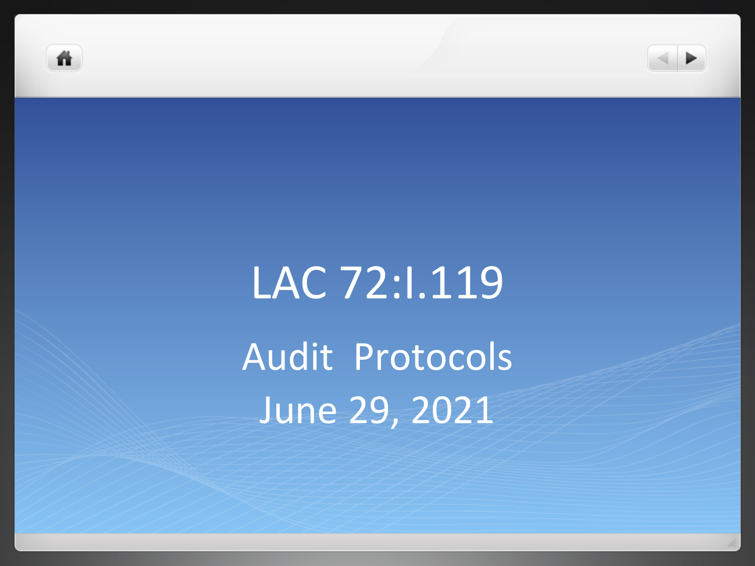# LAC 72:I.119

## Audit Protocols

## June 29, 2021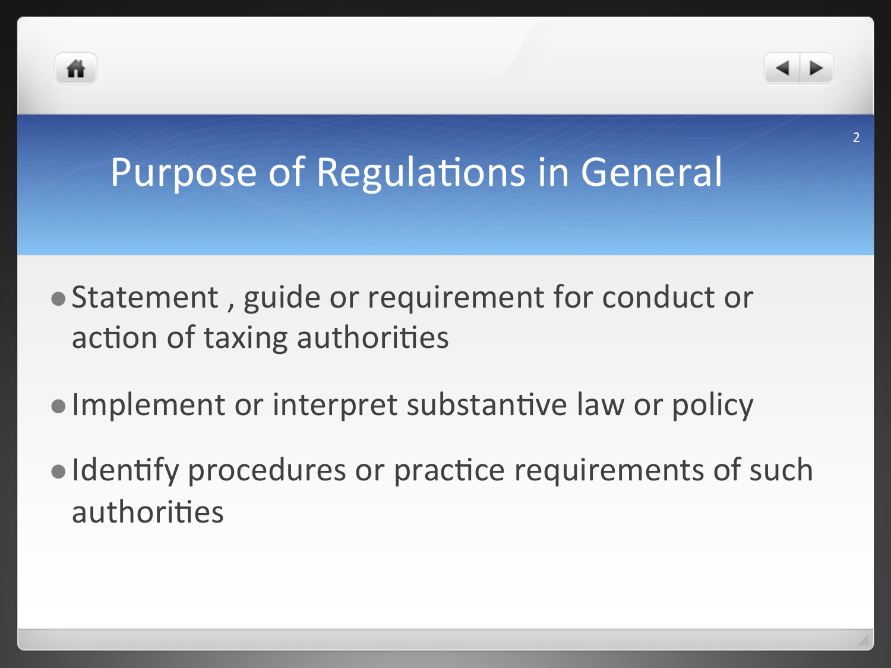# Purpose of Regulations in General

- Statement , guide or requirement for conduct or action of taxing authorities
- Implement or interpret substantive law or policy
- Identify procedures or practice requirements of such authorities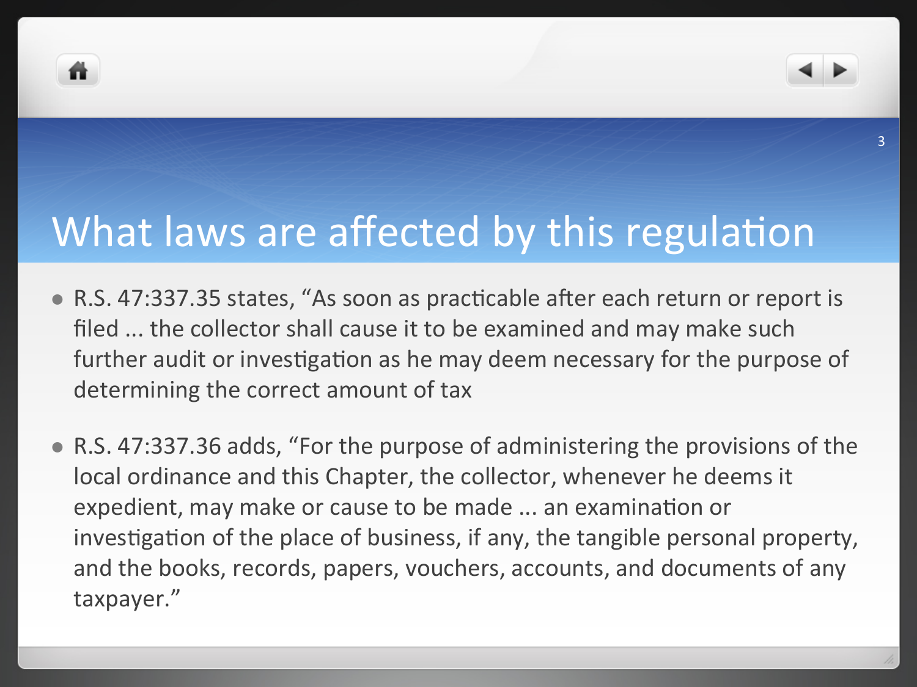# What laws are affected by this regulation

- R.S. 47:337.35 states, "As soon as practicable after each return or report is filed ... the collector shall cause it to be examined and may make such further audit or investigation as he may deem necessary for the purpose of determining the correct amount of tax
- R.S. 47:337.36 adds, "For the purpose of administering the provisions of the local ordinance and this Chapter, the collector, whenever he deems it expedient, may make or cause to be made ... an examination or investigation of the place of business, if any, the tangible personal property, and the books, records, papers, vouchers, accounts, and documents of any taxpayer."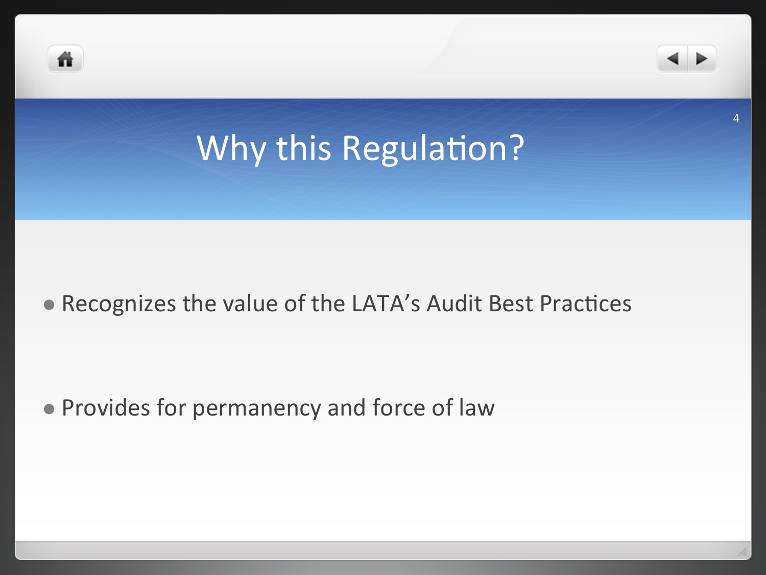# Why this Regulation?

- Recognizes the value of the LATA's Audit Best Practices
- Provides for permanency and force of law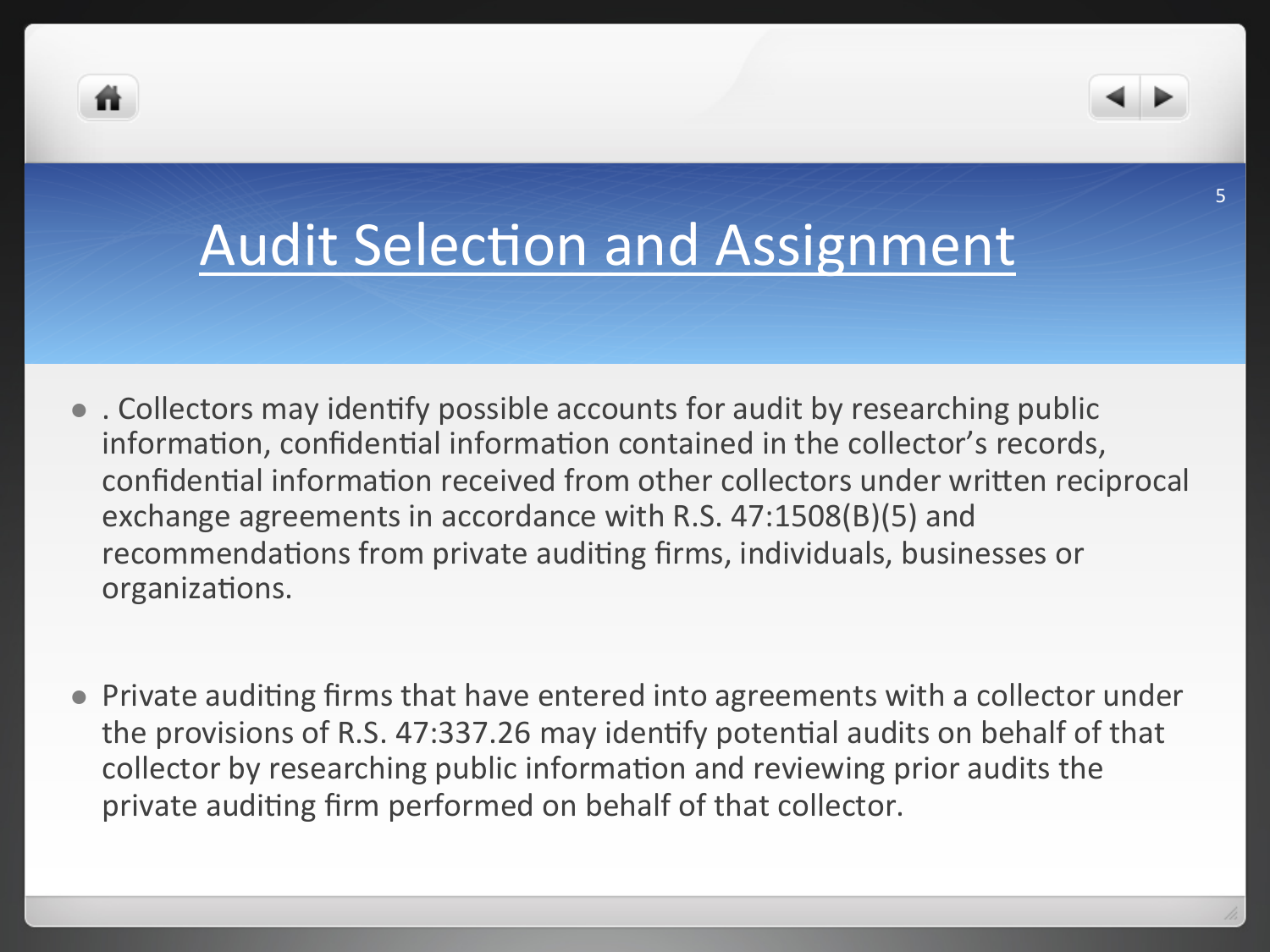# Audit Selection and Assignment

- . Collectors may identify possible accounts for audit by researching public information, confidential information contained in the collector's records, confidential information received from other collectors under written reciprocal exchange agreements in accordance with R.S. 47:1508(B)(5) and recommendations from private auditing firms, individuals, businesses or organizations.

- Private auditing firms that have entered into agreements with a collector under the provisions of R.S. 47:337.26 may identify potential audits on behalf of that collector by researching public information and reviewing prior audits the private auditing firm performed on behalf of that collector.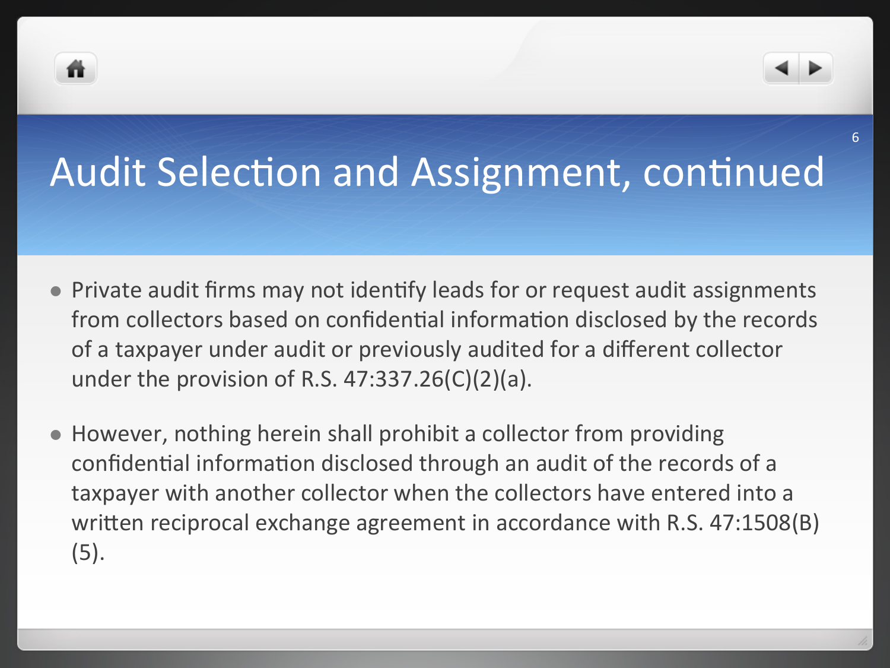# Audit Selection and Assignment, continued

- Private audit firms may not identify leads for or request audit assignments from collectors based on confidential information disclosed by the records of a taxpayer under audit or previously audited for a different collector under the provision of R.S. 47:337.26(C)(2)(a).

- However, nothing herein shall prohibit a collector from providing confidential information disclosed through an audit of the records of a taxpayer with another collector when the collectors have entered into a written reciprocal exchange agreement in accordance with R.S. 47:1508(B)(5).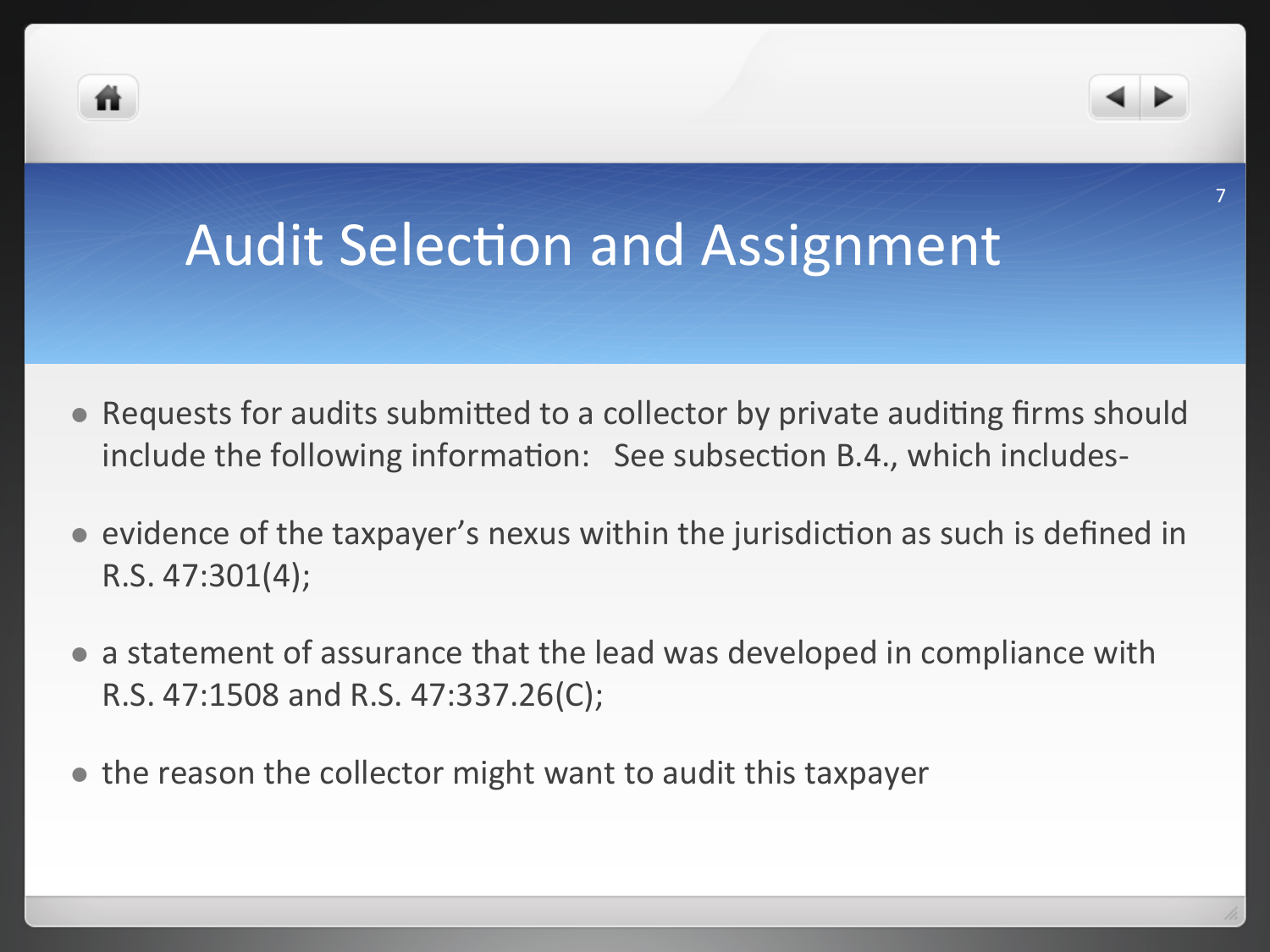# Audit Selection and Assignment

- Requests for audits submitted to a collector by private auditing firms should include the following information: See subsection B.4., which includes-
- evidence of the taxpayer's nexus within the jurisdiction as such is defined in R.S. 47:301(4);
- a statement of assurance that the lead was developed in compliance with R.S. 47:1508 and R.S. 47:337.26(C);
- the reason the collector might want to audit this taxpayer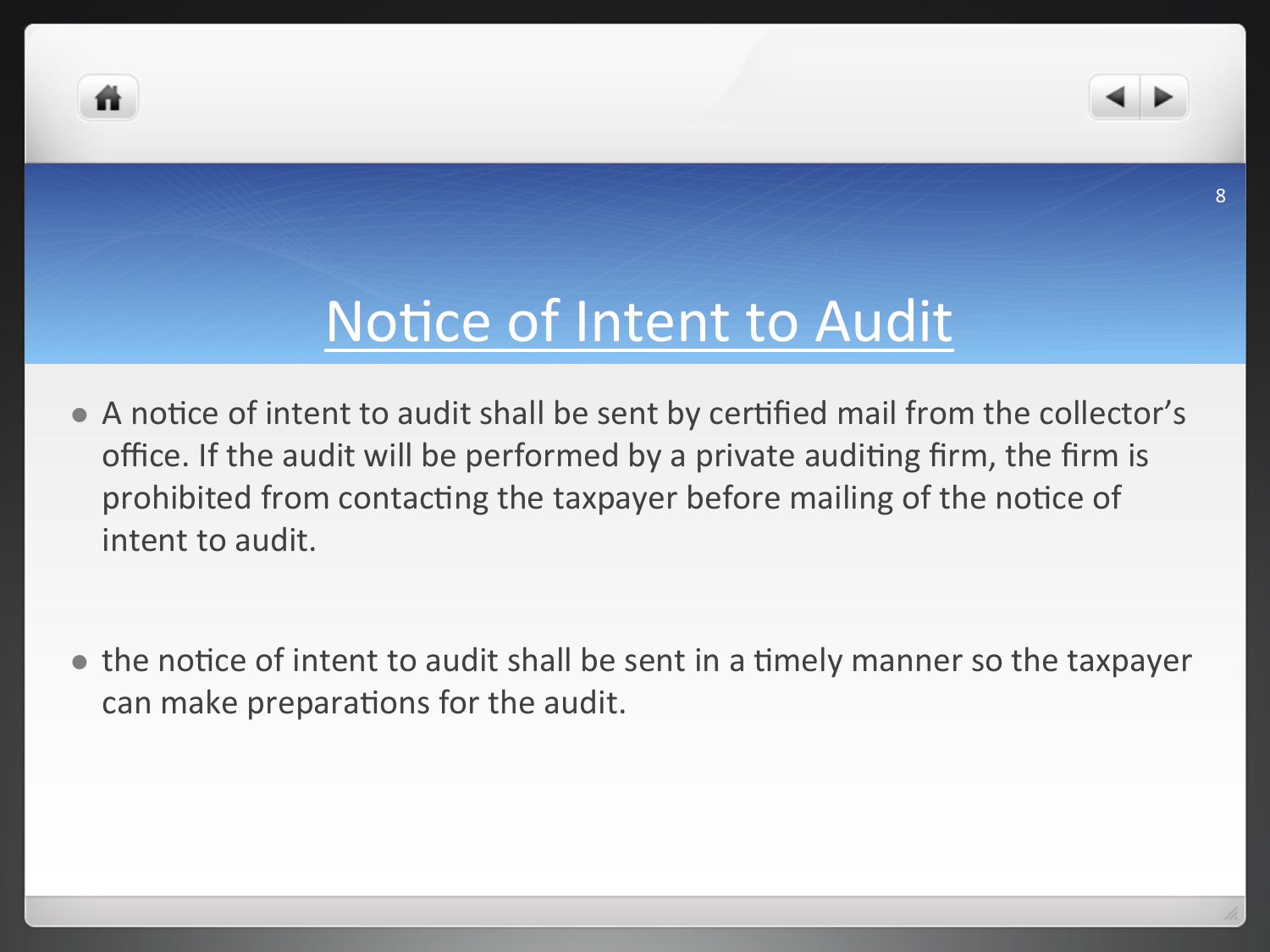# Notice of Intent to Audit

- A notice of intent to audit shall be sent by certified mail from the collector's office. If the audit will be performed by a private auditing firm, the firm is prohibited from contacting the taxpayer before mailing of the notice of intent to audit.

- the notice of intent to audit shall be sent in a timely manner so the taxpayer can make preparations for the audit.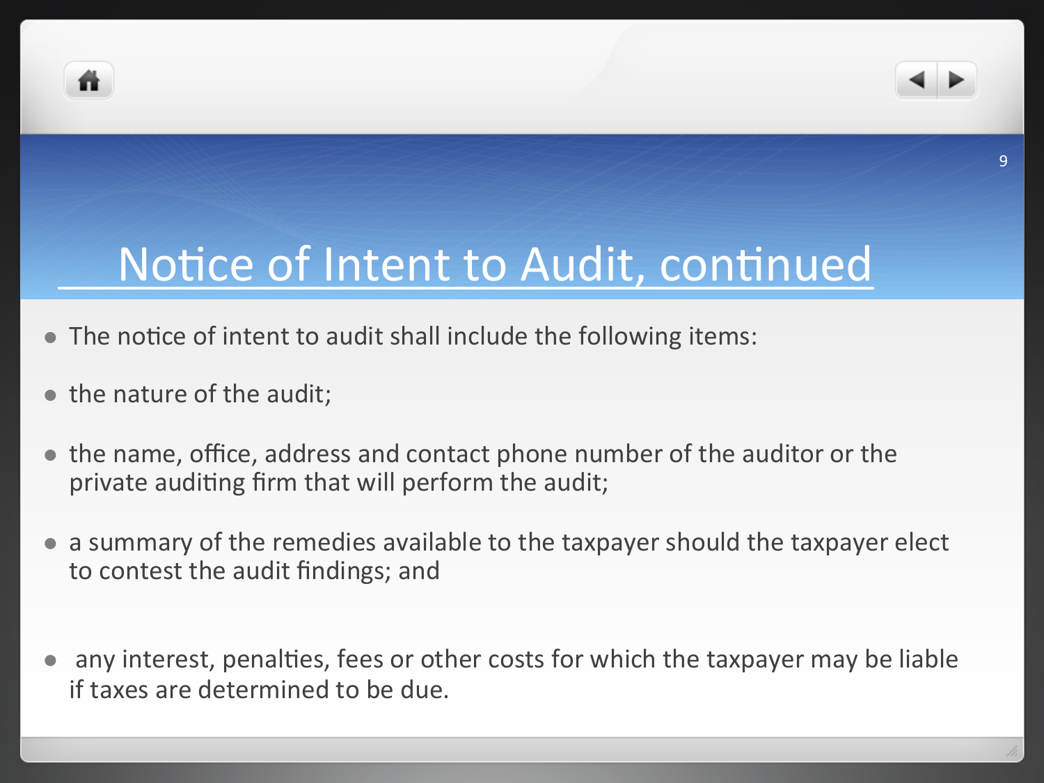# Notice of Intent to Audit, continued

- The notice of intent to audit shall include the following items:
- the nature of the audit;
- the name, office, address and contact phone number of the auditor or the private auditing firm that will perform the audit;
- a summary of the remedies available to the taxpayer should the taxpayer elect to contest the audit findings; and
- any interest, penalties, fees or other costs for which the taxpayer may be liable if taxes are determined to be due.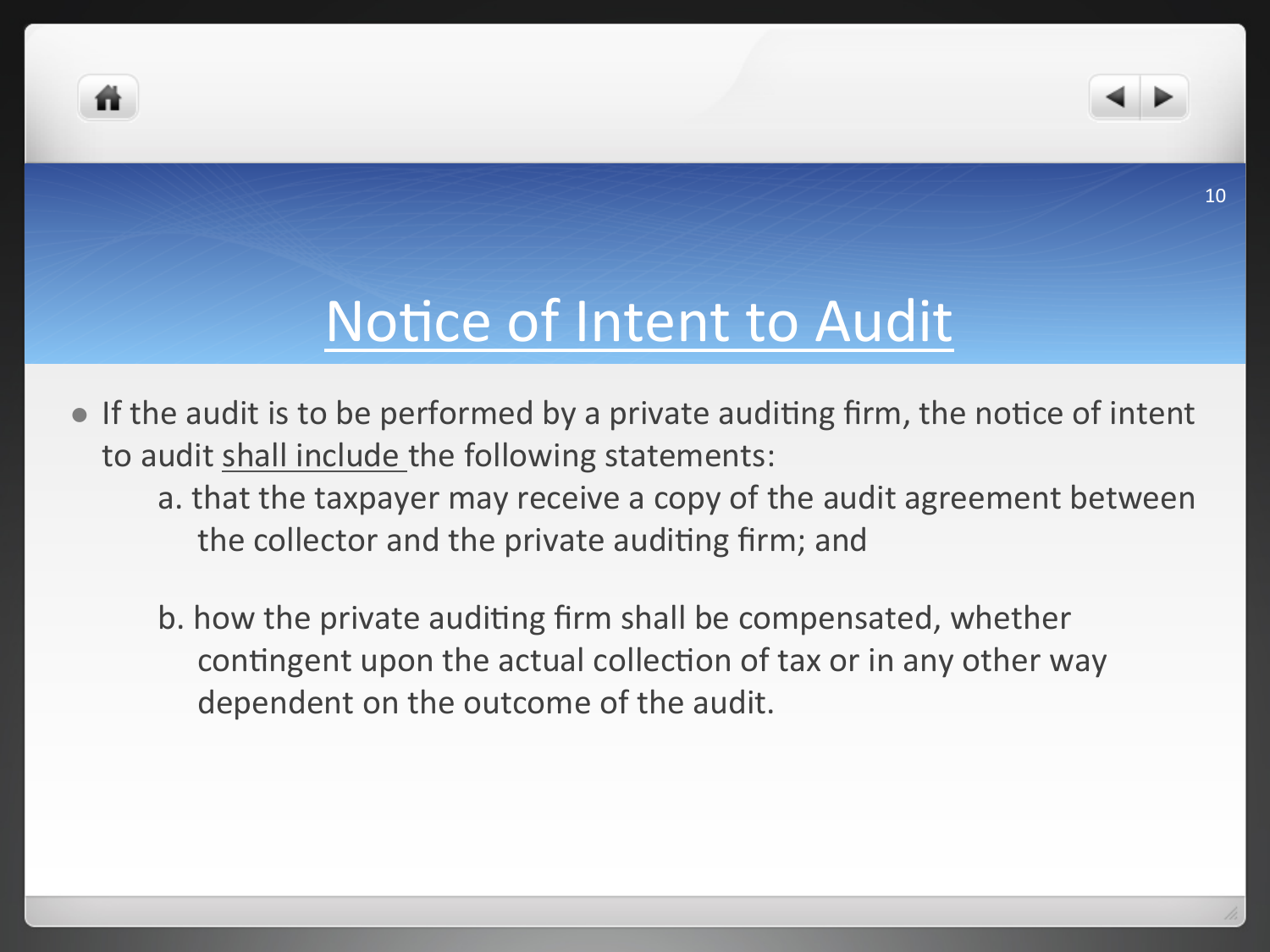# Notice of Intent to Audit

- If the audit is to be performed by a private auditing firm, the notice of intent to audit shall include the following statements:
  - a. that the taxpayer may receive a copy of the audit agreement between the collector and the private auditing firm; and
  - b. how the private auditing firm shall be compensated, whether contingent upon the actual collection of tax or in any other way dependent on the outcome of the audit.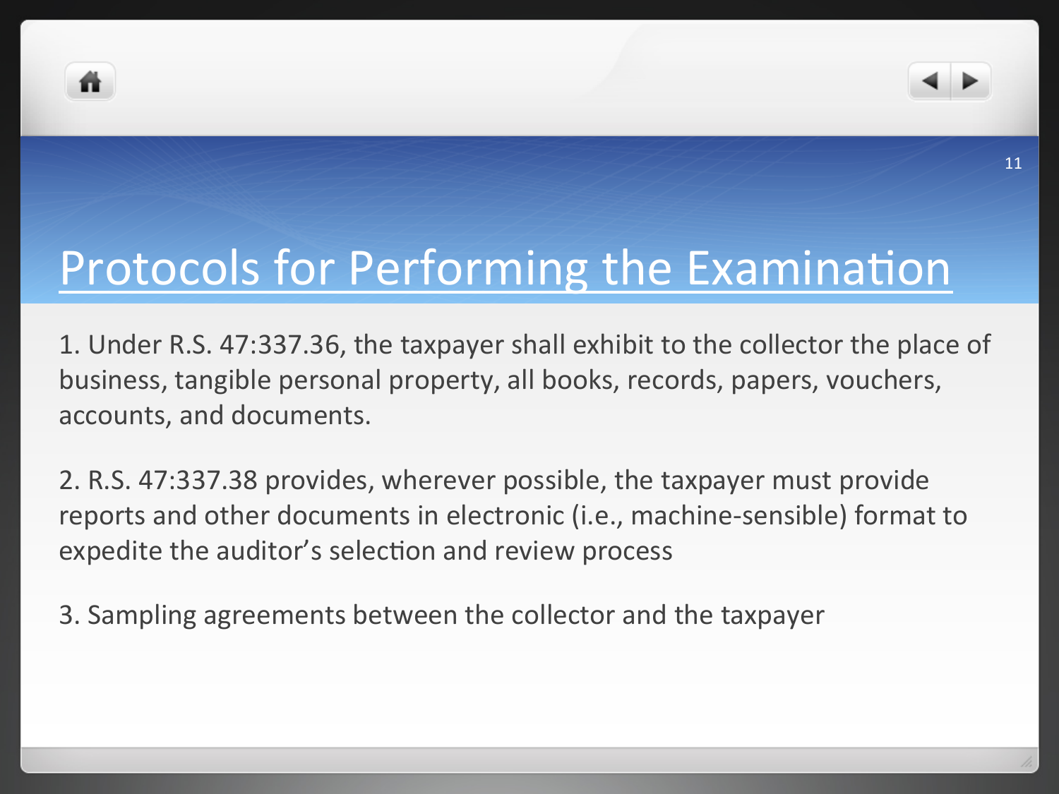# Protocols for Performing the Examination

1. Under R.S. 47:337.36, the taxpayer shall exhibit to the collector the place of business, tangible personal property, all books, records, papers, vouchers, accounts, and documents.

2. R.S. 47:337.38 provides, wherever possible, the taxpayer must provide reports and other documents in electronic (i.e., machine-sensible) format to expedite the auditor's selection and review process

3. Sampling agreements between the collector and the taxpayer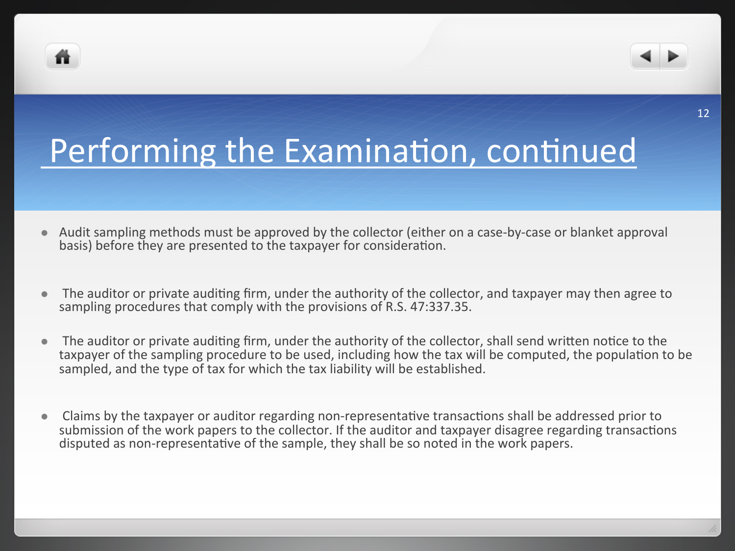# Performing the Examination, continued

- Audit sampling methods must be approved by the collector (either on a case-by-case or blanket approval basis) before they are presented to the taxpayer for consideration.

- The auditor or private auditing firm, under the authority of the collector, and taxpayer may then agree to sampling procedures that comply with the provisions of R.S. 47:337.35.

- The auditor or private auditing firm, under the authority of the collector, shall send written notice to the taxpayer of the sampling procedure to be used, including how the tax will be computed, the population to be sampled, and the type of tax for which the tax liability will be established.

- Claims by the taxpayer or auditor regarding non-representative transactions shall be addressed prior to submission of the work papers to the collector. If the auditor and taxpayer disagree regarding transactions disputed as non-representative of the sample, they shall be so noted in the work papers.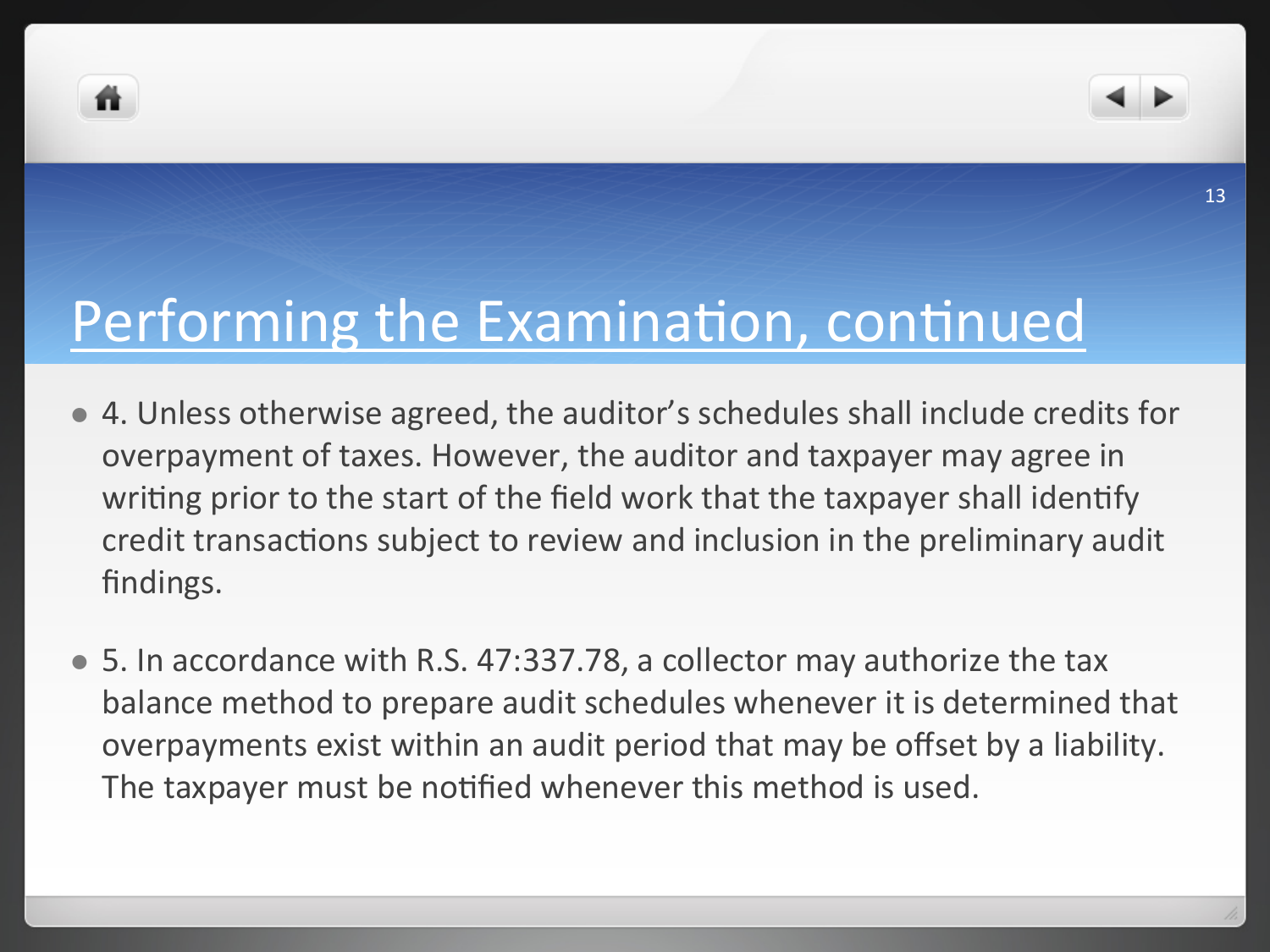# Performing the Examination, continued

- 4. Unless otherwise agreed, the auditor's schedules shall include credits for overpayment of taxes. However, the auditor and taxpayer may agree in writing prior to the start of the field work that the taxpayer shall identify credit transactions subject to review and inclusion in the preliminary audit findings.

- 5. In accordance with R.S. 47:337.78, a collector may authorize the tax balance method to prepare audit schedules whenever it is determined that overpayments exist within an audit period that may be offset by a liability. The taxpayer must be notified whenever this method is used.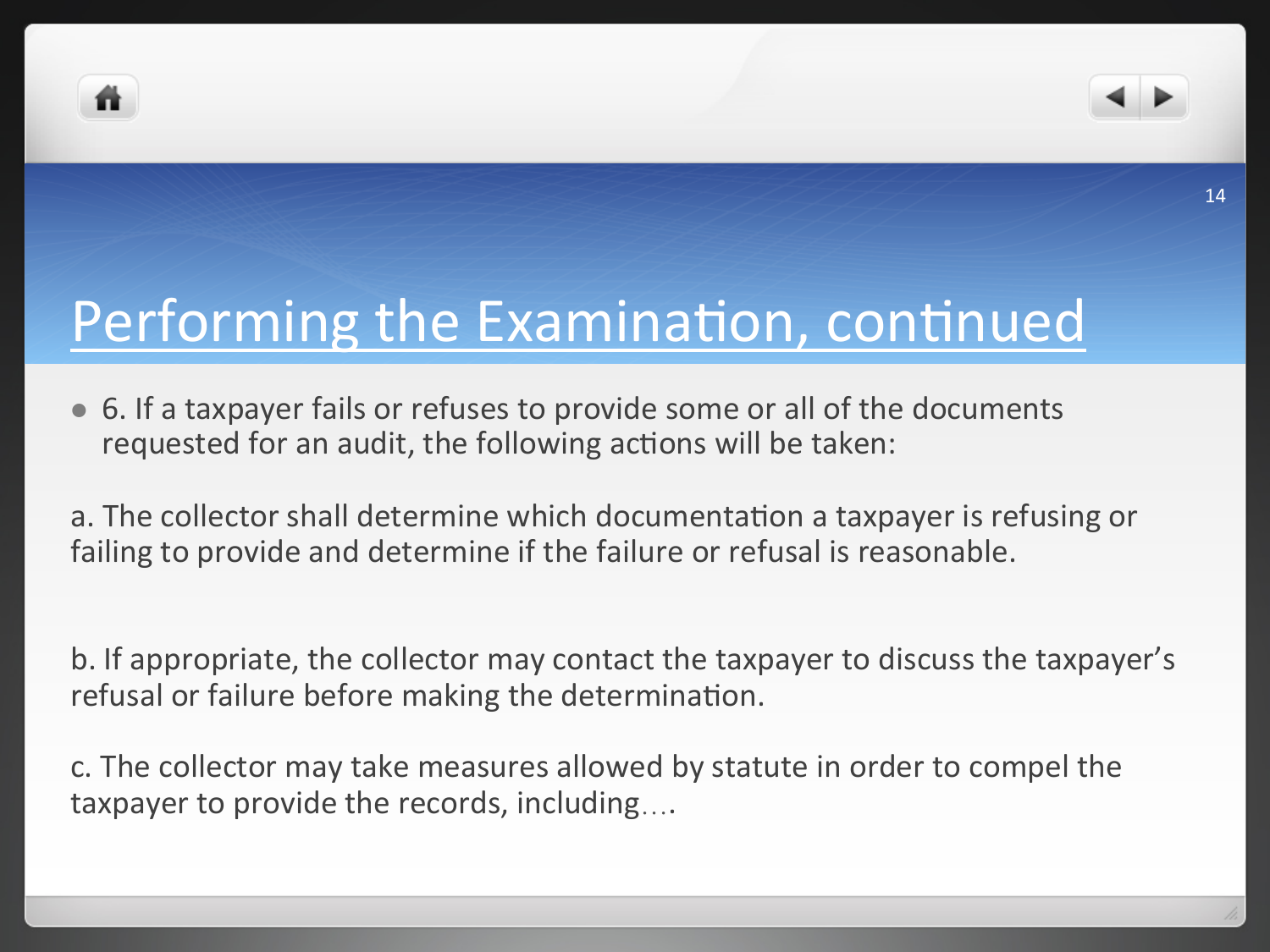# Performing the Examination, continued

- 6. If a taxpayer fails or refuses to provide some or all of the documents requested for an audit, the following actions will be taken:

a. The collector shall determine which documentation a taxpayer is refusing or failing to provide and determine if the failure or refusal is reasonable.

b. If appropriate, the collector may contact the taxpayer to discuss the taxpayer's refusal or failure before making the determination.

c. The collector may take measures allowed by statute in order to compel the taxpayer to provide the records, including….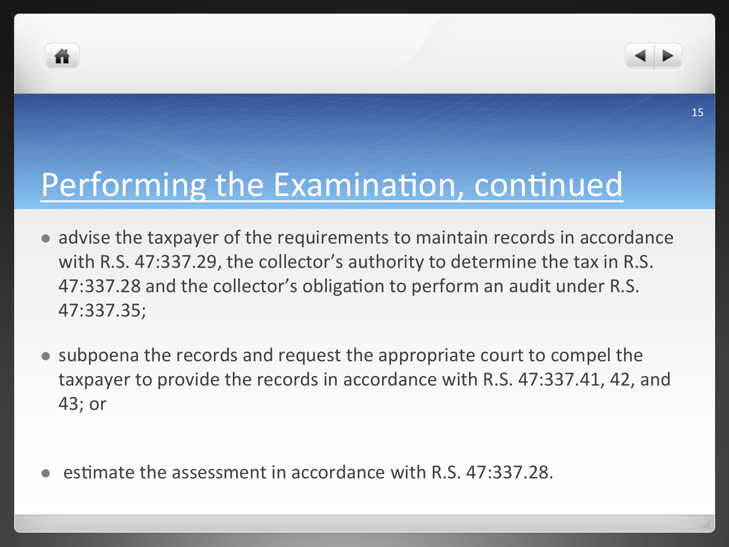# Performing the Examination, continued

- advise the taxpayer of the requirements to maintain records in accordance with R.S. 47:337.29, the collector's authority to determine the tax in R.S. 47:337.28 and the collector's obligation to perform an audit under R.S. 47:337.35;
- subpoena the records and request the appropriate court to compel the taxpayer to provide the records in accordance with R.S. 47:337.41, 42, and 43; or
- estimate the assessment in accordance with R.S. 47:337.28.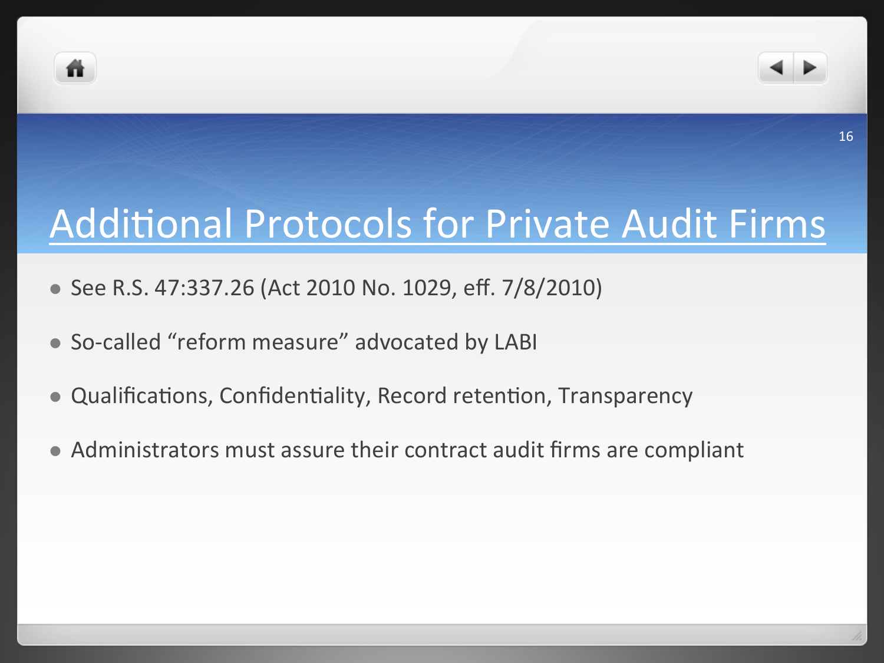# Additional Protocols for Private Audit Firms

- See R.S. 47:337.26 (Act 2010 No. 1029, eff. 7/8/2010)
- So-called "reform measure" advocated by LABI
- Qualifications, Confidentiality, Record retention, Transparency
- Administrators must assure their contract audit firms are compliant